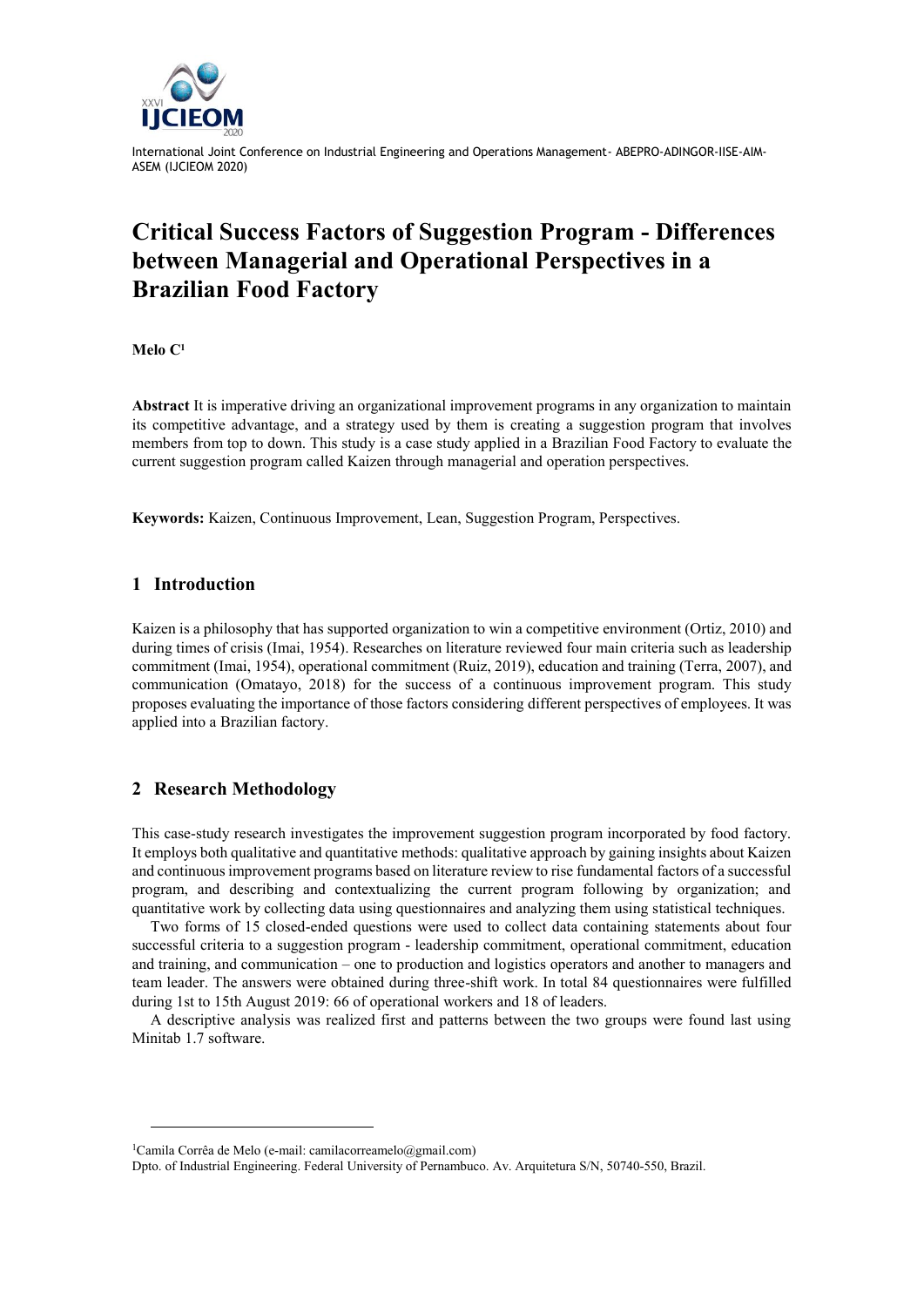# Critical Success Factors of Suggestion Program - Differences between Managerial and Operational Perspectives in a Brazilian Food Factory

**Melo C**[1]

**Abstract** It is imperative driving an organizational improvement programs in any organization to maintain its competitive advantage, and a strategy used by them is creating a suggestion program that involves members from top to down. This study is a case study applied in a Brazilian Food Factory to evaluate the current suggestion program called Kaizen through managerial and operation perspectives.

**Keywords:** Kaizen, Continuous Improvement, Lean, Suggestion Program, Perspectives.

## 1 Introduction

Kaizen is a philosophy that has supported organization to win a competitive environment (Ortiz, 2010) and during times of crisis (Imai, 1954). Researches on literature reviewed four main criteria such as leadership commitment (Imai, 1954), operational commitment (Ruiz, 2019), education and training (Terra, 2007), and communication (Omatayo, 2018) for the success of a continuous improvement program. This study proposes evaluating the importance of those factors considering different perspectives of employees. It was applied into a Brazilian factory.

## 2 Research Methodology

This case-study research investigates the improvement suggestion program incorporated by food factory. It employs both qualitative and quantitative methods: qualitative approach by gaining insights about Kaizen and continuous improvement programs based on literature review to rise fundamental factors of a successful program, and describing and contextualizing the current program following by organization; and quantitative work by collecting data using questionnaires and analyzing them using statistical techniques.

Two forms of 15 closed-ended questions were used to collect data containing statements about four successful criteria to a suggestion program - leadership commitment, operational commitment, education and training, and communication – one to production and logistics operators and another to managers and team leader. The answers were obtained during three-shift work. In total 84 questionnaires were fulfilled during 1st to 15th August 2019: 66 of operational workers and 18 of leaders.

A descriptive analysis was realized first and patterns between the two groups were found last using Minitab 1.7 software.

---

[1]Camila Corrêa de Melo (e-mail: camilacorreamelo@gmail.com)
Dpto. of Industrial Engineering. Federal University of Pernambuco. Av. Arquitetura S/N, 50740-550, Brazil.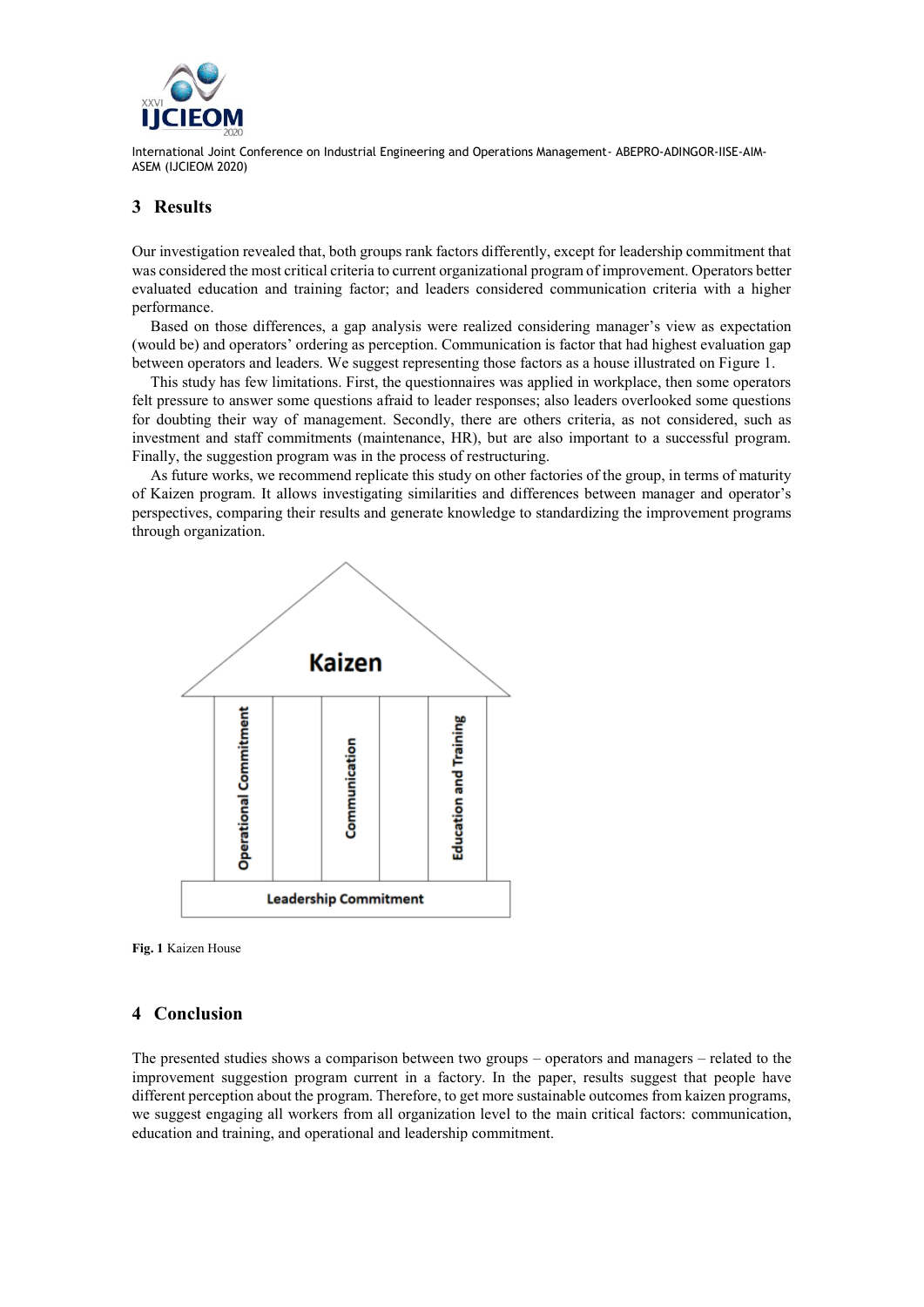## 3 Results

Our investigation revealed that, both groups rank factors differently, except for leadership commitment that was considered the most critical criteria to current organizational program of improvement. Operators better evaluated education and training factor; and leaders considered communication criteria with a higher performance.

Based on those differences, a gap analysis were realized considering manager's view as expectation (would be) and operators' ordering as perception. Communication is factor that had highest evaluation gap between operators and leaders. We suggest representing those factors as a house illustrated on Figure 1.

This study has few limitations. First, the questionnaires was applied in workplace, then some operators felt pressure to answer some questions afraid to leader responses; also leaders overlooked some questions for doubting their way of management. Secondly, there are others criteria, as not considered, such as investment and staff commitments (maintenance, HR), but are also important to a successful program. Finally, the suggestion program was in the process of restructuring.

As future works, we recommend replicate this study on other factories of the group, in terms of maturity of Kaizen program. It allows investigating similarities and differences between manager and operator's perspectives, comparing their results and generate knowledge to standardizing the improvement programs through organization.

Kaizen

Operational Commitment | Communication | Education and Training

Leadership Commitment

**Fig. 1** Kaizen House

## 4 Conclusion

The presented studies shows a comparison between two groups – operators and managers – related to the improvement suggestion program current in a factory. In the paper, results suggest that people have different perception about the program. Therefore, to get more sustainable outcomes from kaizen programs, we suggest engaging all workers from all organization level to the main critical factors: communication, education and training, and operational and leadership commitment.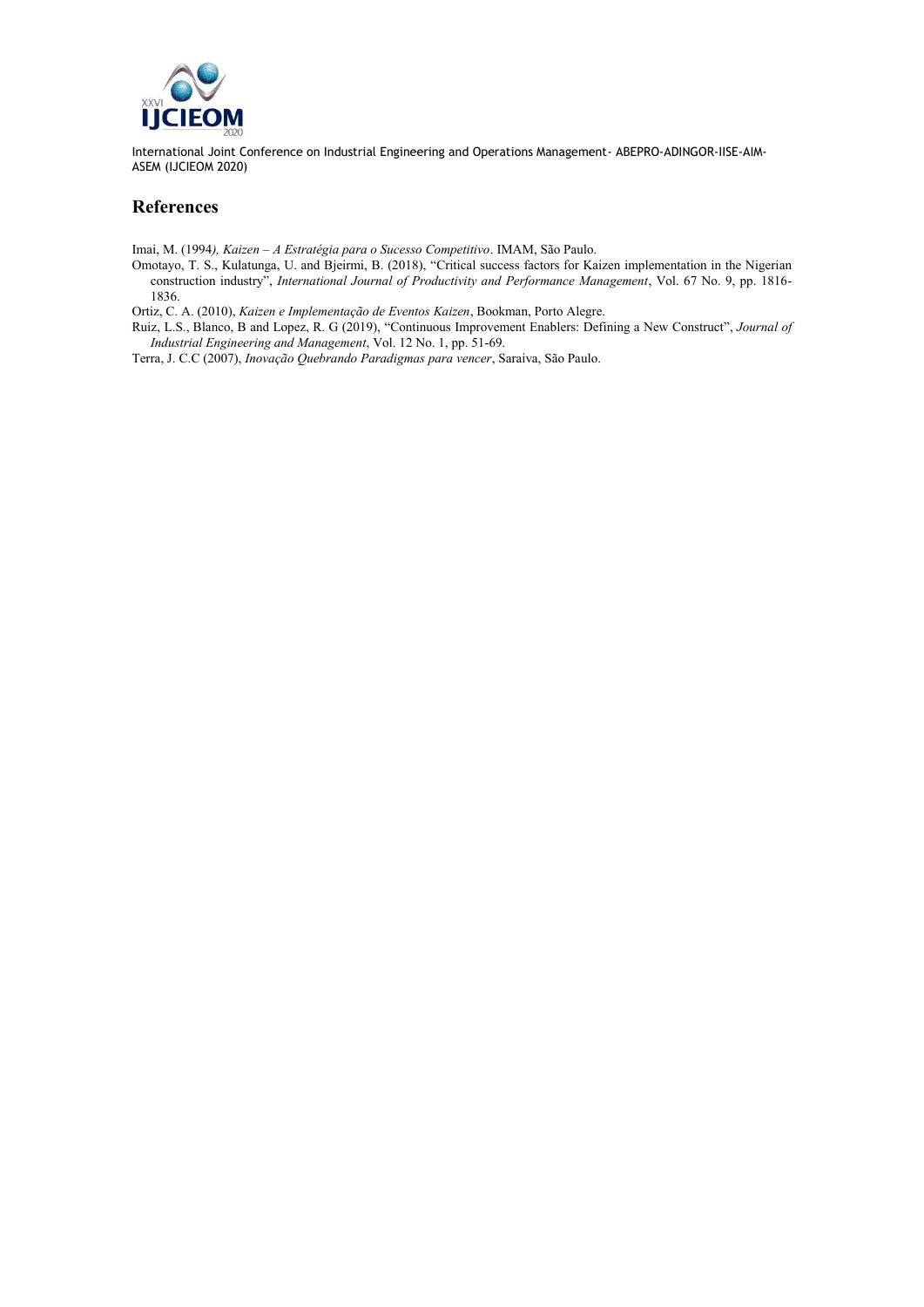## References

Imai, M. (1994*), Kaizen – A Estratégia para o Sucesso Competitivo*. IMAM, São Paulo.

Omotayo, T. S., Kulatunga, U. and Bjeirmi, B. (2018), "Critical success factors for Kaizen implementation in the Nigerian construction industry", *International Journal of Productivity and Performance Management*, Vol. 67 No. 9, pp. 1816-1836.

Ortiz, C. A. (2010), *Kaizen e Implementação de Eventos Kaizen*, Bookman, Porto Alegre.

Ruiz, L.S., Blanco, B and Lopez, R. G (2019), "Continuous Improvement Enablers: Defining a New Construct", *Journal of Industrial Engineering and Management*, Vol. 12 No. 1, pp. 51-69.

Terra, J. C.C (2007), *Inovação Quebrando Paradigmas para vencer*, Saraiva, São Paulo.